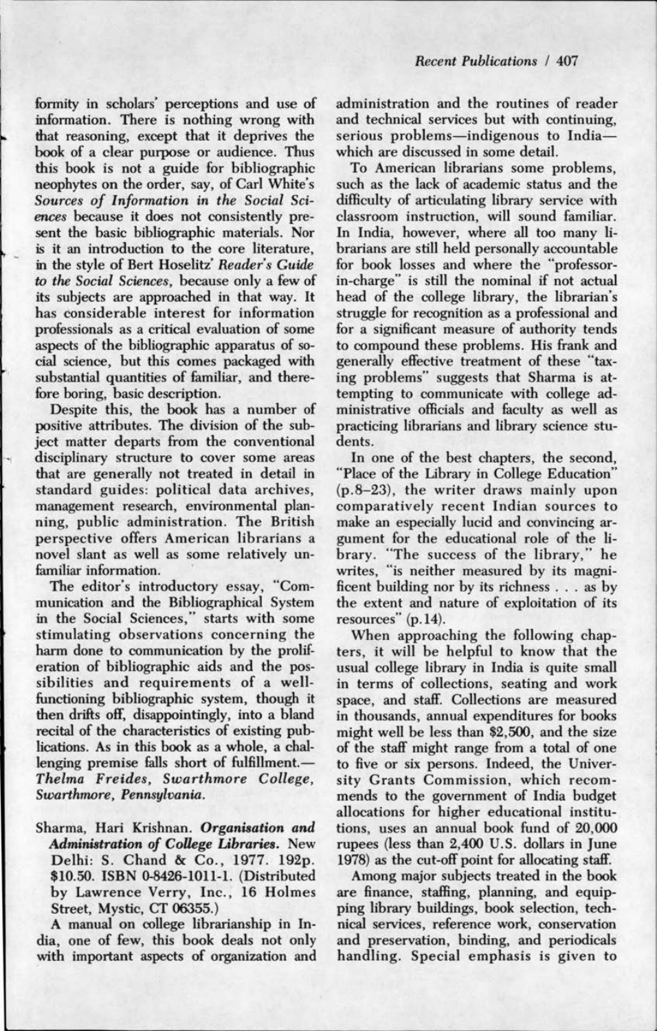formity in scholars' perceptions and use of information. There is nothing wrong with that reasoning, except that it deprives the book of a clear purpose or audience. Thus this book is not a guide for bibliographic neophytes on the order, say, of Carl White's *Sources of Information in the Social Sciences* because it does not consistently present the basic bibliographic materials. Nor is it an introduction to the core literature, in the style of Bert Hoselitz' *Reader's Guide to the Social Sciences*, because only a few of its subjects are approached in that way. It has considerable interest for information professionals as a critical evaluation of some aspects of the bibliographic apparatus of social science, but this comes packaged with substantial quantities of familiar, and therefore boring, basic description.

Despite this, the book has a number of positive attributes. The division of the subject matter departs from the conventional disciplinary structure to cover some areas that are generally not treated in detail in standard guides: political data archives, management research, environmental planning, public administration. The British perspective offers American librarians a novel slant as well as some relatively unfamiliar information.

The editor's introductory essay, "Communication and the Bibliographical System in the Social Sciences," starts with some stimulating observations concerning the harm done to communication by the proliferation of bibliographic aids and the possibilities and requirements of a well-functioning bibliographic system, though it then drifts off, disappointingly, into a bland recital of the characteristics of existing publications. As in this book as a whole, a challenging premise falls short of fulfillment.—*Thelma Freides, Swarthmore College, Swarthmore, Pennsylvania.*

Sharma, Hari Krishnan. ***Organisation and Administration of College Libraries.*** New Delhi: S. Chand & Co., 1977. 192p. $10.50. ISBN 0-8426-1011-1. (Distributed by Lawrence Verry, Inc., 16 Holmes Street, Mystic, CT 06355.)

A manual on college librarianship in India, one of few, this book deals not only with important aspects of organization and administration and the routines of reader and technical services but with continuing, serious problems—indigenous to India—which are discussed in some detail.

To American librarians some problems, such as the lack of academic status and the difficulty of articulating library service with classroom instruction, will sound familiar. In India, however, where all too many librarians are still held personally accountable for book losses and where the "professor-in-charge" is still the nominal if not actual head of the college library, the librarian's struggle for recognition as a professional and for a significant measure of authority tends to compound these problems. His frank and generally effective treatment of these "taxing problems" suggests that Sharma is attempting to communicate with college administrative officials and faculty as well as practicing librarians and library science students.

In one of the best chapters, the second, "Place of the Library in College Education" (p.8–23), the writer draws mainly upon comparatively recent Indian sources to make an especially lucid and convincing argument for the educational role of the library. "The success of the library," he writes, "is neither measured by its magnificent building nor by its richness . . . as by the extent and nature of exploitation of its resources" (p.14).

When approaching the following chapters, it will be helpful to know that the usual college library in India is quite small in terms of collections, seating and work space, and staff. Collections are measured in thousands, annual expenditures for books might well be less than $2,500, and the size of the staff might range from a total of one to five or six persons. Indeed, the University Grants Commission, which recommends to the government of India budget allocations for higher educational institutions, uses an annual book fund of 20,000 rupees (less than 2,400 U.S. dollars in June 1978) as the cut-off point for allocating staff.

Among major subjects treated in the book are finance, staffing, planning, and equipping library buildings, book selection, technical services, reference work, conservation and preservation, binding, and periodicals handling. Special emphasis is given to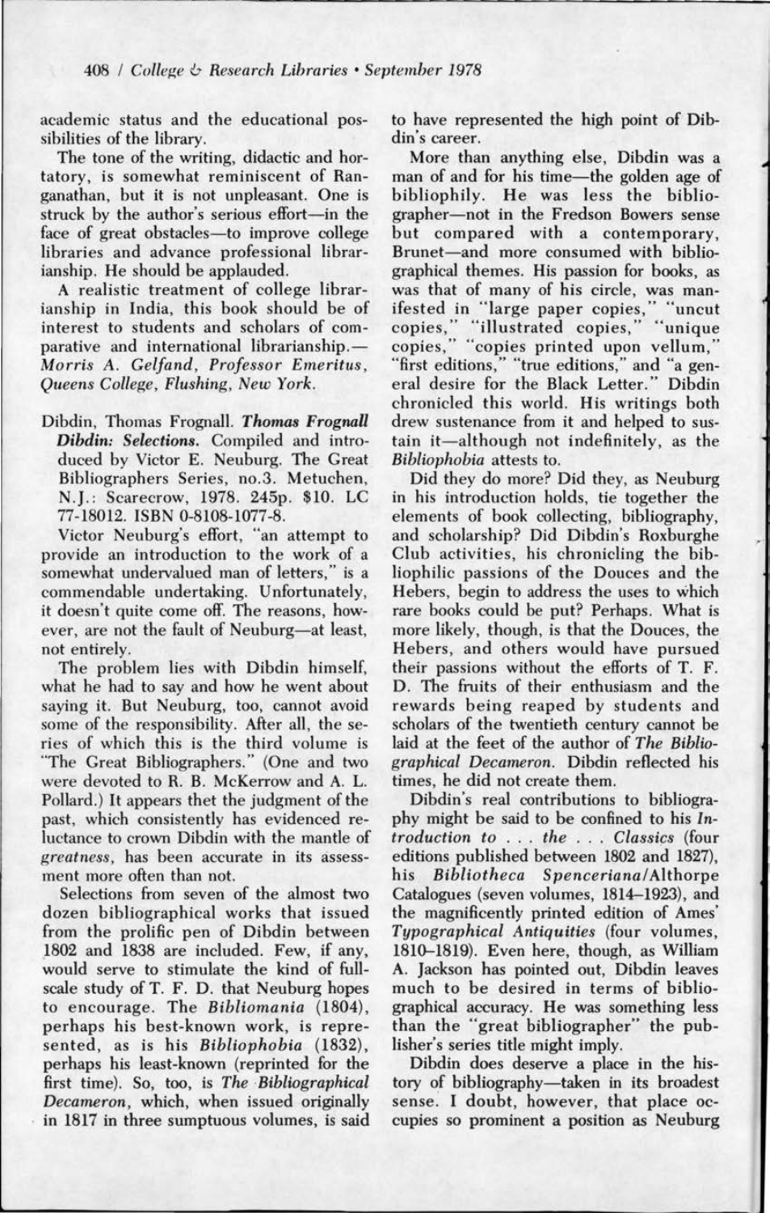academic status and the educational possibilities of the library.

The tone of the writing, didactic and hortatory, is somewhat reminiscent of Ranganathan, but it is not unpleasant. One is struck by the author's serious effort—in the face of great obstacles—to improve college libraries and advance professional librarianship. He should be applauded.

A realistic treatment of college librarianship in India, this book should be of interest to students and scholars of comparative and international librarianship.—*Morris A. Gelfand, Professor Emeritus, Queens College, Flushing, New York.*

Dibdin, Thomas Frognall. ***Thomas Frognall Dibdin: Selections.*** Compiled and introduced by Victor E. Neuburg. The Great Bibliographers Series, no.3. Metuchen, N.J.: Scarecrow, 1978. 245p. $10. LC 77-18012. ISBN 0-8108-1077-8.

Victor Neuburg's effort, "an attempt to provide an introduction to the work of a somewhat undervalued man of letters," is a commendable undertaking. Unfortunately, it doesn't quite come off. The reasons, however, are not the fault of Neuburg—at least, not entirely.

The problem lies with Dibdin himself, what he had to say and how he went about saying it. But Neuburg, too, cannot avoid some of the responsibility. After all, the series of which this is the third volume is "The Great Bibliographers." (One and two were devoted to R. B. McKerrow and A. L. Pollard.) It appears thet the judgment of the past, which consistently has evidenced reluctance to crown Dibdin with the mantle of *greatness*, has been accurate in its assessment more often than not.

Selections from seven of the almost two dozen bibliographical works that issued from the prolific pen of Dibdin between 1802 and 1838 are included. Few, if any, would serve to stimulate the kind of full-scale study of T. F. D. that Neuburg hopes to encourage. The *Bibliomania* (1804), perhaps his best-known work, is represented, as is his *Bibliophobia* (1832), perhaps his least-known (reprinted for the first time). So, too, is *The Bibliographical Decameron*, which, when issued originally in 1817 in three sumptuous volumes, is said to have represented the high point of Dibdin's career.

More than anything else, Dibdin was a man of and for his time—the golden age of bibliophily. He was less the bibliographer—not in the Fredson Bowers sense but compared with a contemporary, Brunet—and more consumed with bibliographical themes. His passion for books, as was that of many of his circle, was manifested in "large paper copies," "uncut copies," "illustrated copies," "unique copies," "copies printed upon vellum," "first editions," "true editions," and "a general desire for the Black Letter." Dibdin chronicled this world. His writings both drew sustenance from it and helped to sustain it—although not indefinitely, as the *Bibliophobia* attests to.

Did they do more? Did they, as Neuburg in his introduction holds, tie together the elements of book collecting, bibliography, and scholarship? Did Dibdin's Roxburghe Club activities, his chronicling the bibliophilic passions of the Douces and the Hebers, begin to address the uses to which rare books could be put? Perhaps. What is more likely, though, is that the Douces, the Hebers, and others would have pursued their passions without the efforts of T. F. D. The fruits of their enthusiasm and the rewards being reaped by students and scholars of the twentieth century cannot be laid at the feet of the author of *The Bibliographical Decameron*. Dibdin reflected his times, he did not create them.

Dibdin's real contributions to bibliography might be said to be confined to his *Introduction to . . . the . . . Classics* (four editions published between 1802 and 1827), his *Bibliotheca Spenceriana*/Althorpe Catalogues (seven volumes, 1814–1923), and the magnificently printed edition of Ames' *Typographical Antiquities* (four volumes, 1810–1819). Even here, though, as William A. Jackson has pointed out, Dibdin leaves much to be desired in terms of bibliographical accuracy. He was something less than the "great bibliographer" the publisher's series title might imply.

Dibdin does deserve a place in the history of bibliography—taken in its broadest sense. I doubt, however, that place occupies so prominent a position as Neuburg